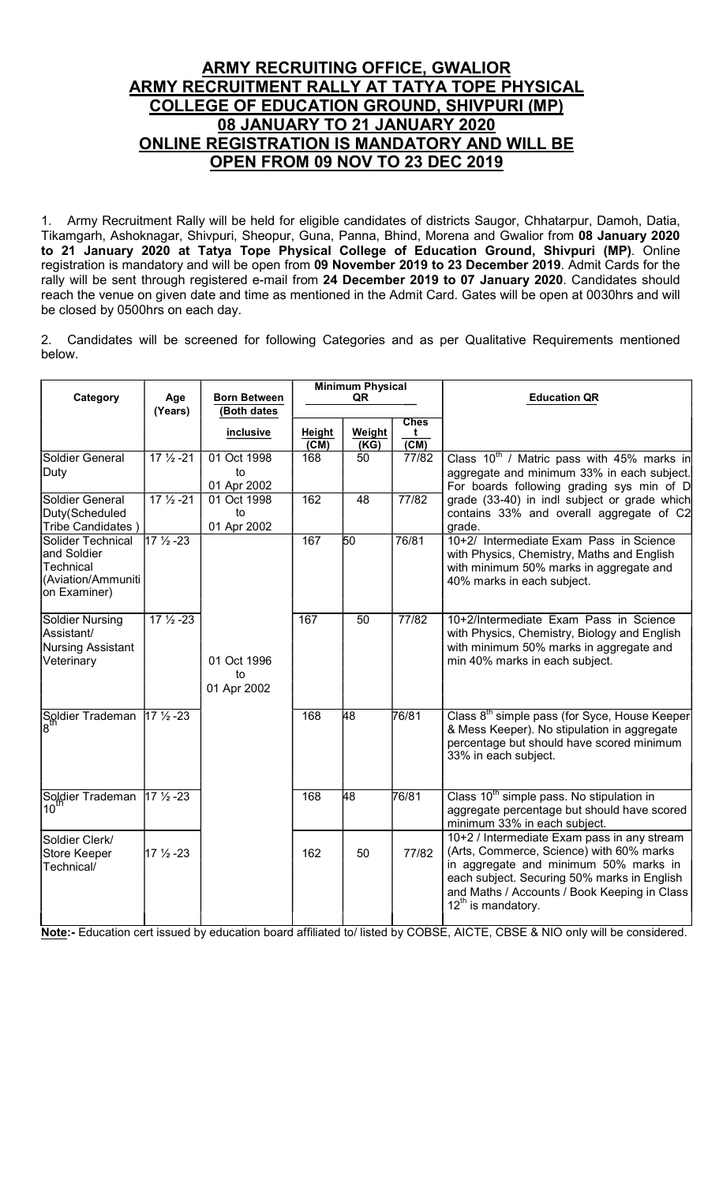# ARMY RECRUITING OFFICE, GWALIOR
# ARMY RECRUITMENT RALLY AT TATYA TOPE PHYSICAL COLLEGE OF EDUCATION GROUND, SHIVPURI (MP)
# 08 JANUARY TO 21 JANUARY 2020
# ONLINE REGISTRATION IS MANDATORY AND WILL BE OPEN FROM 09 NOV TO 23 DEC 2019

1. Army Recruitment Rally will be held for eligible candidates of districts Saugor, Chhatarpur, Damoh, Datia, Tikamgarh, Ashoknagar, Shivpuri, Sheopur, Guna, Panna, Bhind, Morena and Gwalior from **08 January 2020 to 21 January 2020 at Tatya Tope Physical College of Education Ground, Shivpuri (MP)**. Online registration is mandatory and will be open from **09 November 2019 to 23 December 2019**. Admit Cards for the rally will be sent through registered e-mail from **24 December 2019 to 07 January 2020**. Candidates should reach the venue on given date and time as mentioned in the Admit Card. Gates will be open at 0030hrs and will be closed by 0500hrs on each day.

2. Candidates will be screened for following Categories and as per Qualitative Requirements mentioned below.

| Category | Age (Years) | Born Between (Both dates inclusive | Minimum Physical QR | | | Education QR |
|---|---|---|---|---|---|---|
| | | | Height (CM) | Weight (KG) | Chest (CM) | |
| Soldier General Duty | 17 ½ -21 | 01 Oct 1998 to 01 Apr 2002 | 168 | 50 | 77/82 | Class 10[th] / Matric pass with 45% marks in aggregate and minimum 33% in each subject. For boards following grading sys min of D grade (33-40) in indl subject or grade which contains 33% and overall aggregate of C2 grade. |
| Soldier General Duty(Scheduled Tribe Candidates ) | 17 ½ -21 | 01 Oct 1998 to 01 Apr 2002 | 162 | 48 | 77/82 | |
| Solider Technical and Soldier Technical (Aviation/Ammunition Examiner) | 17 ½ -23 | 01 Oct 1996 to 01 Apr 2002 | 167 | 50 | 76/81 | 10+2/ Intermediate Exam Pass in Science with Physics, Chemistry, Maths and English with minimum 50% marks in aggregate and 40% marks in each subject. |
| Soldier Nursing Assistant/ Nursing Assistant Veterinary | 17 ½ -23 | | 167 | 50 | 77/82 | 10+2/Intermediate Exam Pass in Science with Physics, Chemistry, Biology and English with minimum 50% marks in aggregate and min 40% marks in each subject. |
| Soldier Trademan 8[th] | 17 ½ -23 | | 168 | 48 | 76/81 | Class 8[th] simple pass (for Syce, House Keeper & Mess Keeper). No stipulation in aggregate percentage but should have scored minimum 33% in each subject. |
| Soldier Trademan 10[th] | 17 ½ -23 | | 168 | 48 | 76/81 | Class 10[th] simple pass. No stipulation in aggregate percentage but should have scored minimum 33% in each subject. |
| Soldier Clerk/ Store Keeper Technical/ | 17 ½ -23 | | 162 | 50 | 77/82 | 10+2 / Intermediate Exam pass in any stream (Arts, Commerce, Science) with 60% marks in aggregate and minimum 50% marks in each subject. Securing 50% marks in English and Maths / Accounts / Book Keeping in Class 12[th] is mandatory. |

**Note:-** Education cert issued by education board affiliated to/ listed by COBSE, AICTE, CBSE & NIO only will be considered.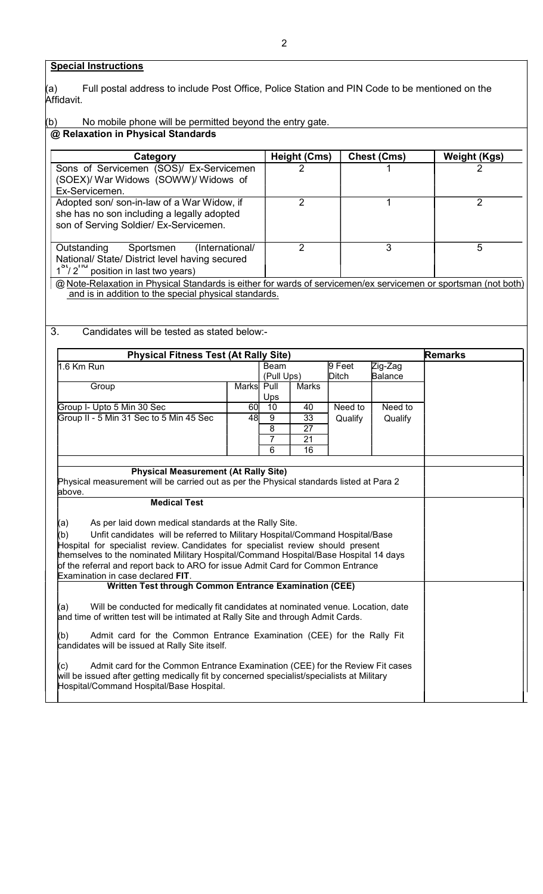**Special Instructions**

(a) Full postal address to include Post Office, Police Station and PIN Code to be mentioned on the Affidavit.

(b) No mobile phone will be permitted beyond the entry gate.

**@ Relaxation in Physical Standards**

| Category | Height (Cms) | Chest (Cms) | Weight (Kgs) |
|---|---|---|---|
| Sons of Servicemen (SOS)/ Ex-Servicemen (SOEX)/ War Widows (SOWW)/ Widows of Ex-Servicemen. | 2 | 1 | 2 |
| Adopted son/ son-in-law of a War Widow, if she has no son including a legally adopted son of Serving Soldier/ Ex-Servicemen. | 2 | 1 | 2 |
| Outstanding Sportsmen (International/ National/ State/ District level having secured 1st/ 2nd position in last two years) | 2 | 3 | 5 |

@ Note-Relaxation in Physical Standards is either for wards of servicemen/ex servicemen or sportsman (not both) and is in addition to the special physical standards.

3. Candidates will be tested as stated below:-

| Physical Fitness Test (At Rally Site) | | | | | | Remarks |
|---|---|---|---|---|---|---|
| 1.6 Km Run | | Beam (Pull Ups) | | 9 Feet Ditch | Zig-Zag Balance | |
| Group | Marks | Pull Ups | Marks | | | |
| Group I- Upto 5 Min 30 Sec | 60 | 10 | 40 | Need to Qualify | Need to Qualify | |
| Group II - 5 Min 31 Sec to 5 Min 45 Sec | 48 | 9 | 33 | | | |
| | | 8 | 27 | | | |
| | | 7 | 21 | | | |
| | | 6 | 16 | | | |

**Physical Measurement (At Rally Site)**

Physical measurement will be carried out as per the Physical standards listed at Para 2 above.

**Medical Test**

(a) As per laid down medical standards at the Rally Site.

(b) Unfit candidates will be referred to Military Hospital/Command Hospital/Base Hospital for specialist review. Candidates for specialist review should present themselves to the nominated Military Hospital/Command Hospital/Base Hospital 14 days of the referral and report back to ARO for issue Admit Card for Common Entrance Examination in case declared **FIT**.

**Written Test through Common Entrance Examination (CEE)**

(a) Will be conducted for medically fit candidates at nominated venue. Location, date and time of written test will be intimated at Rally Site and through Admit Cards.

(b) Admit card for the Common Entrance Examination (CEE) for the Rally Fit candidates will be issued at Rally Site itself.

(c) Admit card for the Common Entrance Examination (CEE) for the Review Fit cases will be issued after getting medically fit by concerned specialist/specialists at Military Hospital/Command Hospital/Base Hospital.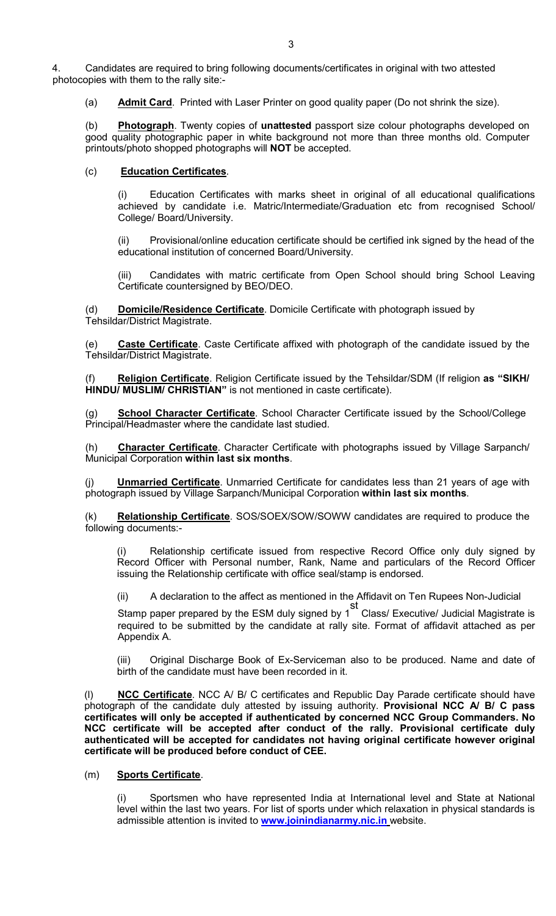4. Candidates are required to bring following documents/certificates in original with two attested photocopies with them to the rally site:-

(a) **Admit Card**. Printed with Laser Printer on good quality paper (Do not shrink the size).

(b) **Photograph**. Twenty copies of **unattested** passport size colour photographs developed on good quality photographic paper in white background not more than three months old. Computer printouts/photo shopped photographs will **NOT** be accepted.

(c) **Education Certificates**.

(i) Education Certificates with marks sheet in original of all educational qualifications achieved by candidate i.e. Matric/Intermediate/Graduation etc from recognised School/ College/ Board/University.

(ii) Provisional/online education certificate should be certified ink signed by the head of the educational institution of concerned Board/University.

(iii) Candidates with matric certificate from Open School should bring School Leaving Certificate countersigned by BEO/DEO.

(d) **Domicile/Residence Certificate**. Domicile Certificate with photograph issued by Tehsildar/District Magistrate.

(e) **Caste Certificate**. Caste Certificate affixed with photograph of the candidate issued by the Tehsildar/District Magistrate.

(f) **Religion Certificate**. Religion Certificate issued by the Tehsildar/SDM (If religion **as "SIKH/ HINDU/ MUSLIM/ CHRISTIAN"** is not mentioned in caste certificate).

(g) **School Character Certificate**. School Character Certificate issued by the School/College Principal/Headmaster where the candidate last studied.

(h) **Character Certificate**. Character Certificate with photographs issued by Village Sarpanch/ Municipal Corporation **within last six months**.

(j) **Unmarried Certificate**. Unmarried Certificate for candidates less than 21 years of age with photograph issued by Village Sarpanch/Municipal Corporation **within last six months**.

(k) **Relationship Certificate**. SOS/SOEX/SOW/SOWW candidates are required to produce the following documents:-

(i) Relationship certificate issued from respective Record Office only duly signed by Record Officer with Personal number, Rank, Name and particulars of the Record Officer issuing the Relationship certificate with office seal/stamp is endorsed.

(ii) A declaration to the affect as mentioned in the Affidavit on Ten Rupees Non-Judicial Stamp paper prepared by the ESM duly signed by 1st Class/ Executive/ Judicial Magistrate is required to be submitted by the candidate at rally site. Format of affidavit attached as per Appendix A.

(iii) Original Discharge Book of Ex-Serviceman also to be produced. Name and date of birth of the candidate must have been recorded in it.

(l) **NCC Certificate**. NCC A/ B/ C certificates and Republic Day Parade certificate should have photograph of the candidate duly attested by issuing authority. **Provisional NCC A/ B/ C pass certificates will only be accepted if authenticated by concerned NCC Group Commanders. No NCC certificate will be accepted after conduct of the rally. Provisional certificate duly authenticated will be accepted for candidates not having original certificate however original certificate will be produced before conduct of CEE.**

(m) **Sports Certificate**.

(i) Sportsmen who have represented India at International level and State at National level within the last two years. For list of sports under which relaxation in physical standards is admissible attention is invited to **www.joinindianarmy.nic.in** website.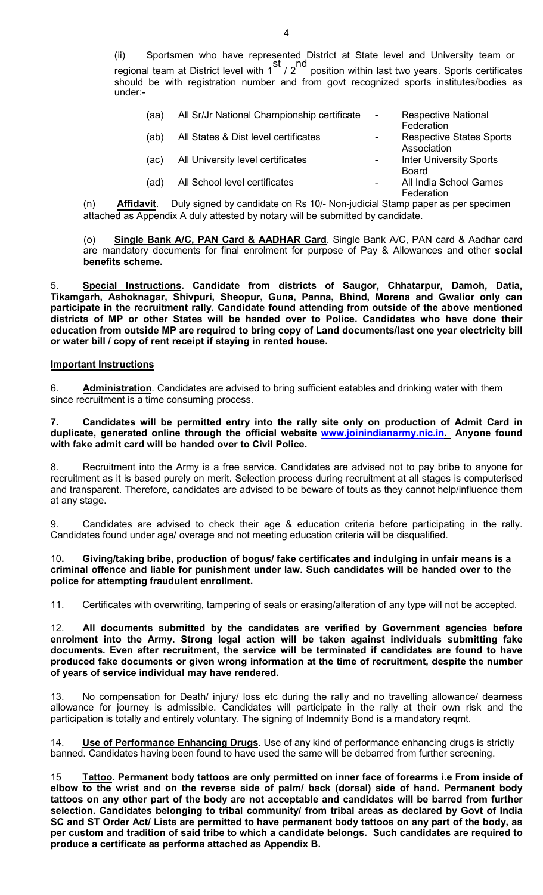(ii) Sportsmen who have represented District at State level and University team or regional team at District level with $1^{st}$ / $2^{nd}$ position within last two years. Sports certificates should be with registration number and from govt recognized sports institutes/bodies as under:-

| | | | |
|---|---|---|---|
| (aa) | All Sr/Jr National Championship certificate | - | Respective National Federation |
| (ab) | All States & Dist level certificates | - | Respective States Sports Association |
| (ac) | All University level certificates | - | Inter University Sports Board |
| (ad) | All School level certificates | - | All India School Games Federation |

(n) **Affidavit**. Duly signed by candidate on Rs 10/- Non-judicial Stamp paper as per specimen attached as Appendix A duly attested by notary will be submitted by candidate.

(o) **Single Bank A/C, PAN Card & AADHAR Card**. Single Bank A/C, PAN card & Aadhar card are mandatory documents for final enrolment for purpose of Pay & Allowances and other **social benefits scheme.**

5. **Special Instructions. Candidate from districts of Saugor, Chhatarpur, Damoh, Datia, Tikamgarh, Ashoknagar, Shivpuri, Sheopur, Guna, Panna, Bhind, Morena and Gwalior only can participate in the recruitment rally. Candidate found attending from outside of the above mentioned districts of MP or other States will be handed over to Police. Candidates who have done their education from outside MP are required to bring copy of Land documents/last one year electricity bill or water bill / copy of rent receipt if staying in rented house.**

## Important Instructions

6. **Administration**. Candidates are advised to bring sufficient eatables and drinking water with them since recruitment is a time consuming process.

**7. Candidates will be permitted entry into the rally site only on production of Admit Card in duplicate, generated online through the official website www.joinindianarmy.nic.in. Anyone found with fake admit card will be handed over to Civil Police.**

8. Recruitment into the Army is a free service. Candidates are advised not to pay bribe to anyone for recruitment as it is based purely on merit. Selection process during recruitment at all stages is computerised and transparent. Therefore, candidates are advised to be beware of touts as they cannot help/influence them at any stage.

9. Candidates are advised to check their age & education criteria before participating in the rally. Candidates found under age/ overage and not meeting education criteria will be disqualified.

10**. Giving/taking bribe, production of bogus/ fake certificates and indulging in unfair means is a criminal offence and liable for punishment under law. Such candidates will be handed over to the police for attempting fraudulent enrollment.**

11. Certificates with overwriting, tampering of seals or erasing/alteration of any type will not be accepted.

12. **All documents submitted by the candidates are verified by Government agencies before enrolment into the Army. Strong legal action will be taken against individuals submitting fake documents. Even after recruitment, the service will be terminated if candidates are found to have produced fake documents or given wrong information at the time of recruitment, despite the number of years of service individual may have rendered.**

13. No compensation for Death/ injury/ loss etc during the rally and no travelling allowance/ dearness allowance for journey is admissible. Candidates will participate in the rally at their own risk and the participation is totally and entirely voluntary. The signing of Indemnity Bond is a mandatory reqmt.

14. **Use of Performance Enhancing Drugs**. Use of any kind of performance enhancing drugs is strictly banned. Candidates having been found to have used the same will be debarred from further screening.

15 **Tattoo. Permanent body tattoos are only permitted on inner face of forearms i.e From inside of elbow to the wrist and on the reverse side of palm/ back (dorsal) side of hand. Permanent body tattoos on any other part of the body are not acceptable and candidates will be barred from further selection. Candidates belonging to tribal community/ from tribal areas as declared by Govt of India SC and ST Order Act/ Lists are permitted to have permanent body tattoos on any part of the body, as per custom and tradition of said tribe to which a candidate belongs. Such candidates are required to produce a certificate as performa attached as Appendix B.**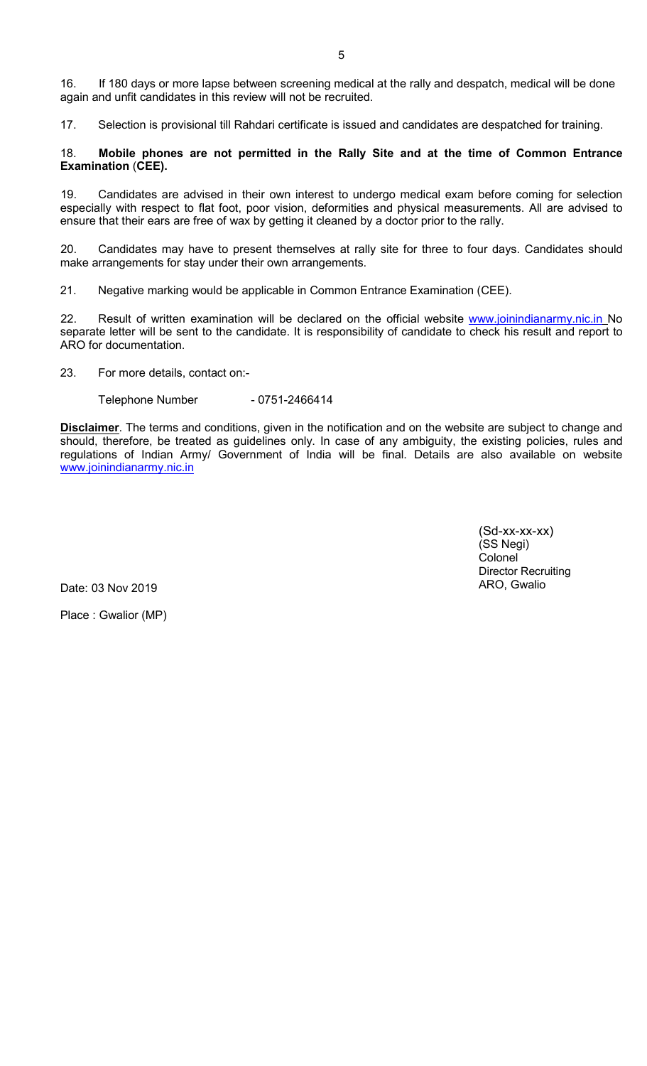16. If 180 days or more lapse between screening medical at the rally and despatch, medical will be done again and unfit candidates in this review will not be recruited.

17. Selection is provisional till Rahdari certificate is issued and candidates are despatched for training.

18. **Mobile phones are not permitted in the Rally Site and at the time of Common Entrance Examination (CEE).**

19. Candidates are advised in their own interest to undergo medical exam before coming for selection especially with respect to flat foot, poor vision, deformities and physical measurements. All are advised to ensure that their ears are free of wax by getting it cleaned by a doctor prior to the rally.

20. Candidates may have to present themselves at rally site for three to four days. Candidates should make arrangements for stay under their own arrangements.

21. Negative marking would be applicable in Common Entrance Examination (CEE).

22. Result of written examination will be declared on the official website www.joinindianarmy.nic.in No separate letter will be sent to the candidate. It is responsibility of candidate to check his result and report to ARO for documentation.

23. For more details, contact on:-

Telephone Number - 0751-2466414

**Disclaimer**. The terms and conditions, given in the notification and on the website are subject to change and should, therefore, be treated as guidelines only. In case of any ambiguity, the existing policies, rules and regulations of Indian Army/ Government of India will be final. Details are also available on website www.joinindianarmy.nic.in

(Sd-xx-xx-xx)
(SS Negi)
Colonel
Director Recruiting
ARO, Gwalio

Date: 03 Nov 2019

Place : Gwalior (MP)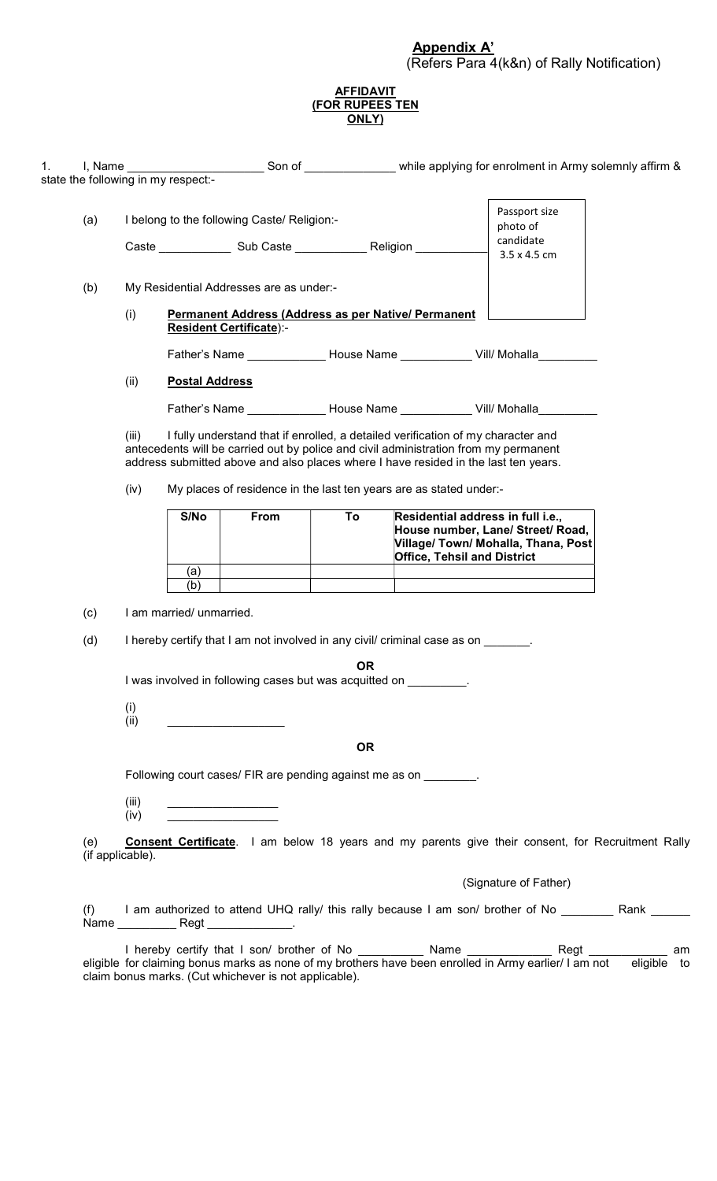**Appendix A'**

(Refers Para 4(k&n) of Rally Notification)

**AFFIDAVIT**
**(FOR RUPEES TEN ONLY)**

1. I, Name ____________________ Son of _____________ while applying for enrolment in Army solemnly affirm & state the following in my respect:-

(a) I belong to the following Caste/ Religion:-

Passport size photo of candidate 3.5 x 4.5 cm

Caste ___________ Sub Caste ___________ Religion ___________

(b) My Residential Addresses are as under:-

(i) **Permanent Address (Address as per Native/ Permanent Resident Certificate)**:-

Father's Name ____________ House Name ___________ Vill/ Mohalla_________

(ii) **Postal Address**

Father's Name ____________ House Name ___________ Vill/ Mohalla_________

(iii) I fully understand that if enrolled, a detailed verification of my character and antecedents will be carried out by police and civil administration from my permanent address submitted above and also places where I have resided in the last ten years.

(iv) My places of residence in the last ten years are as stated under:-

| S/No | From | To | Residential address in full i.e., House number, Lane/ Street/ Road, Village/ Town/ Mohalla, Thana, Post Office, Tehsil and District |
|---|---|---|---|
| (a) | | | |
| (b) | | | |

(c) I am married/ unmarried.

(d) I hereby certify that I am not involved in any civil/ criminal case as on _______.

**OR**

I was involved in following cases but was acquitted on _________.

(i)
(ii) _________________

**OR**

Following court cases/ FIR are pending against me as on ________.

(iii) _________________
(iv) _________________

(e) **Consent Certificate**. I am below 18 years and my parents give their consent, for Recruitment Rally (if applicable).

(Signature of Father)

(f) I am authorized to attend UHQ rally/ this rally because I am son/ brother of No ________ Rank ______ Name _________ Regt _____________.

I hereby certify that I son/ brother of No __________ Name _____________ Regt ____________ am eligible for claiming bonus marks as none of my brothers have been enrolled in Army earlier/ I am not eligible to claim bonus marks. (Cut whichever is not applicable).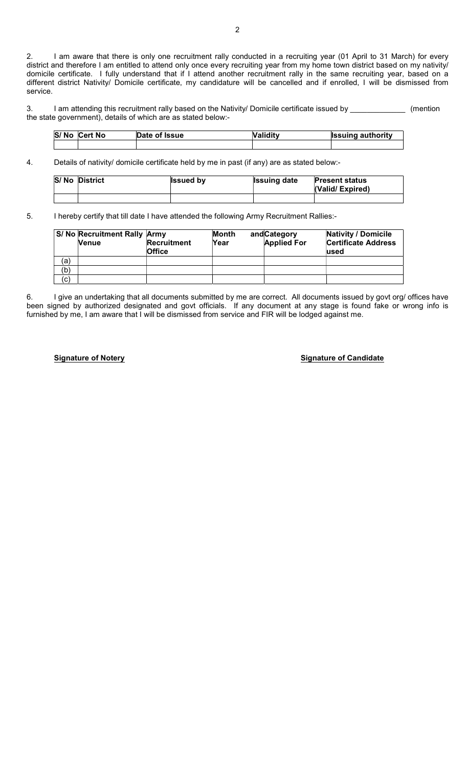2. I am aware that there is only one recruitment rally conducted in a recruiting year (01 April to 31 March) for every district and therefore I am entitled to attend only once every recruiting year from my home town district based on my nativity/ domicile certificate. I fully understand that if I attend another recruitment rally in the same recruiting year, based on a different district Nativity/ Domicile certificate, my candidature will be cancelled and if enrolled, I will be dismissed from service.

3. I am attending this recruitment rally based on the Nativity/ Domicile certificate issued by _____________ (mention the state government), details of which are as stated below:-

| S/ No | Cert No | Date of Issue | Validity | Issuing authority |
|---|---|---|---|---|
| | | | | |

4. Details of nativity/ domicile certificate held by me in past (if any) are as stated below:-

| S/ No | District | Issued by | Issuing date | Present status (Valid/ Expired) |
|---|---|---|---|---|
| | | | | |

5. I hereby certify that till date I have attended the following Army Recruitment Rallies:-

| S/ No | Recruitment Rally Venue | Army Recruitment Office | Month and Year | Category Applied For | Nativity / Domicile Certificate Address used |
|---|---|---|---|---|---|
| (a) | | | | | |
| (b) | | | | | |
| (c) | | | | | |

6. I give an undertaking that all documents submitted by me are correct. All documents issued by govt org/ offices have been signed by authorized designated and govt officials. If any document at any stage is found fake or wrong info is furnished by me, I am aware that I will be dismissed from service and FIR will be lodged against me.

**Signature of Notery** **Signature of Candidate**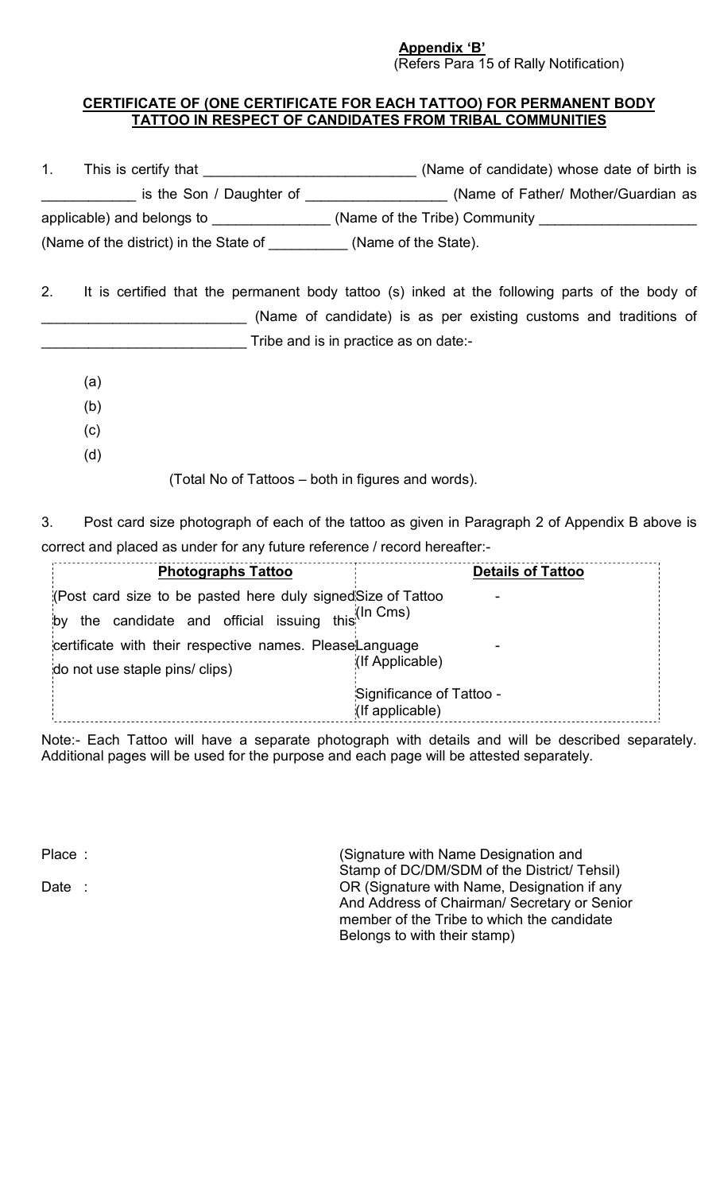**Appendix 'B'**
(Refers Para 15 of Rally Notification)

**CERTIFICATE OF (ONE CERTIFICATE FOR EACH TATTOO) FOR PERMANENT BODY TATTOO IN RESPECT OF CANDIDATES FROM TRIBAL COMMUNITIES**

1. This is certify that __________________________ (Name of candidate) whose date of birth is ____________ is the Son / Daughter of _________________ (Name of Father/ Mother/Guardian as applicable) and belongs to _______________ (Name of the Tribe) Community ___________________ (Name of the district) in the State of __________ (Name of the State).

2. It is certified that the permanent body tattoo (s) inked at the following parts of the body of _________________________ (Name of candidate) is as per existing customs and traditions of __________________________ Tribe and is in practice as on date:-

   (a)
   (b)
   (c)
   (d)

   (Total No of Tattoos – both in figures and words).

3. Post card size photograph of each of the tattoo as given in Paragraph 2 of Appendix B above is correct and placed as under for any future reference / record hereafter:-

| **Photographs Tattoo** | **Details of Tattoo** |
|---|---|
| (Post card size to be pasted here duly signed by the candidate and official issuing this certificate with their respective names. Please do not use staple pins/ clips) | Size of Tattoo (In Cms) - <br> Language (If Applicable) - <br> Significance of Tattoo - (If applicable) |

Note:- Each Tattoo will have a separate photograph with details and will be described separately. Additional pages will be used for the purpose and each page will be attested separately.

Place :

Date :

(Signature with Name Designation and Stamp of DC/DM/SDM of the District/ Tehsil) OR (Signature with Name, Designation if any And Address of Chairman/ Secretary or Senior member of the Tribe to which the candidate Belongs to with their stamp)